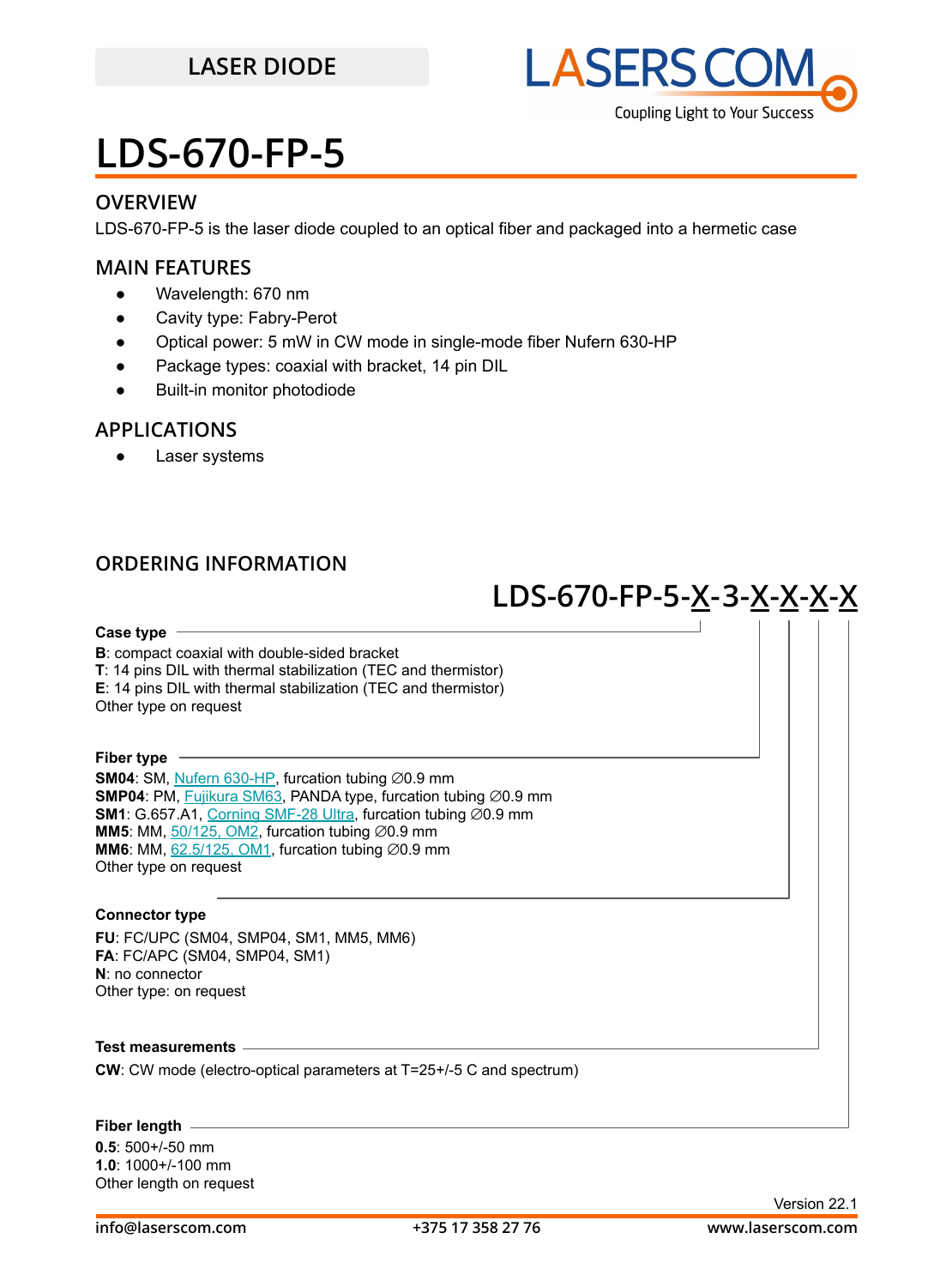LASER DIODE

LASERSCOM
Coupling Light to Your Success

# LDS-670-FP-5

## OVERVIEW

LDS-670-FP-5 is the laser diode coupled to an optical fiber and packaged into a hermetic case

## MAIN FEATURES

- Wavelength: 670 nm
- Cavity type: Fabry-Perot
- Optical power: 5 mW in CW mode in single-mode fiber Nufern 630-HP
- Package types: coaxial with bracket, 14 pin DIL
- Built-in monitor photodiode

## APPLICATIONS

- Laser systems

## ORDERING INFORMATION

**LDS-670-FP-5-X-3-X-X-X-X**

**Case type**

**B**: compact coaxial with double-sided bracket
**T**: 14 pins DIL with thermal stabilization (TEC and thermistor)
**E**: 14 pins DIL with thermal stabilization (TEC and thermistor)
Other type on request

**Fiber type**

**SM04**: SM, Nufern 630-HP, furcation tubing ∅0.9 mm
**SMP04**: PM, Fujikura SM63, PANDA type, furcation tubing ∅0.9 mm
**SM1**: G.657.A1, Corning SMF-28 Ultra, furcation tubing ∅0.9 mm
**MM5**: MM, 50/125, OM2, furcation tubing ∅0.9 mm
**MM6**: MM, 62.5/125, OM1, furcation tubing ∅0.9 mm
Other type on request

**Connector type**

**FU**: FC/UPC (SM04, SMP04, SM1, MM5, MM6)
**FA**: FC/APC (SM04, SMP04, SM1)
**N**: no connector
Other type: on request

**Test measurements**

**CW**: CW mode (electro-optical parameters at T=25+/-5 C and spectrum)

**Fiber length**

**0.5**: 500+/-50 mm
**1.0**: 1000+/-100 mm
Other length on request

Version 22.1

info@laserscom.com +375 17 358 27 76 www.laserscom.com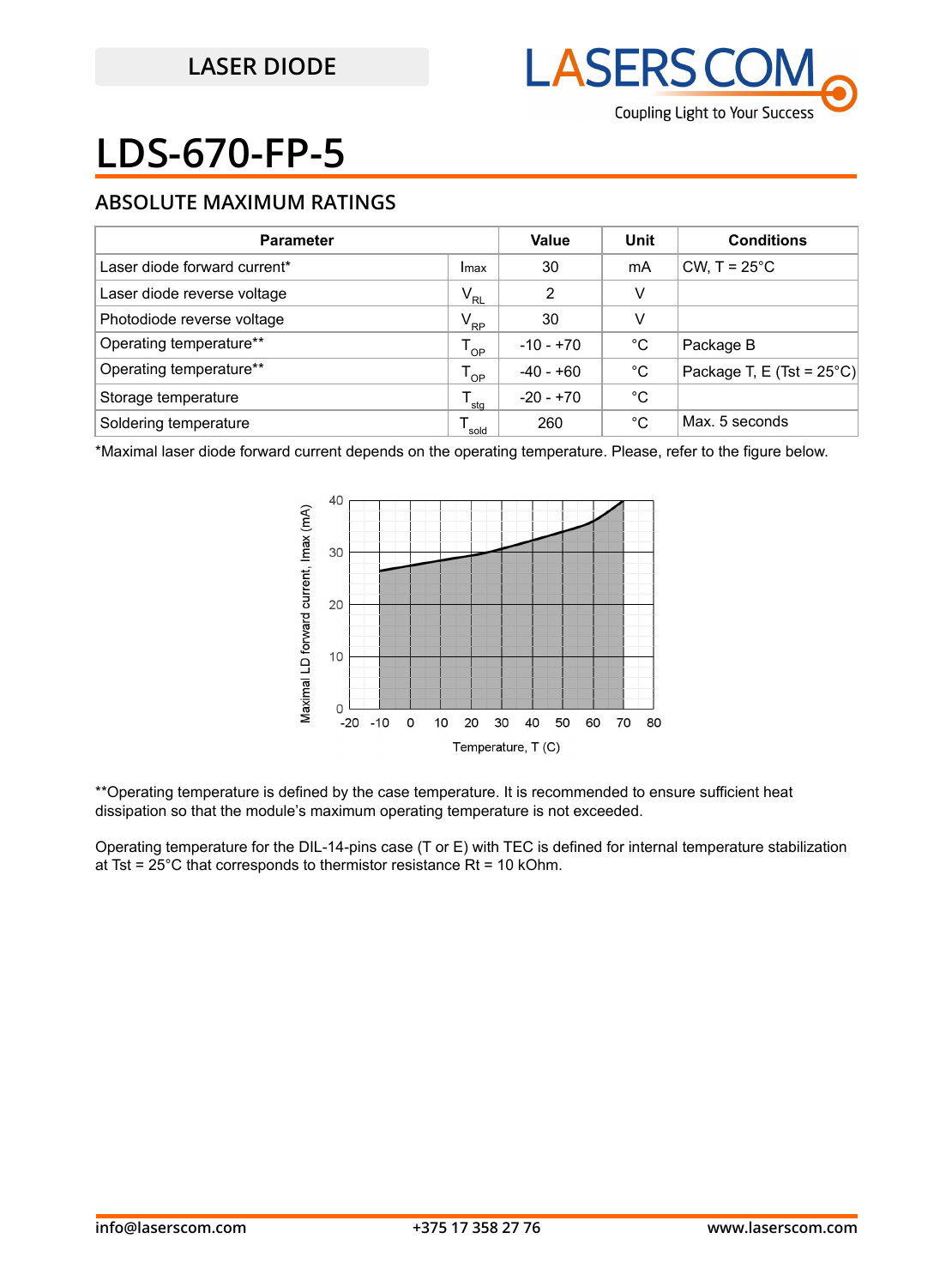LASER DIODE

# LDS-670-FP-5

## ABSOLUTE MAXIMUM RATINGS

| Parameter | | Value | Unit | Conditions |
|---|---|---|---|---|
| Laser diode forward current* | Imax | 30 | mA | CW, T = 25°C |
| Laser diode reverse voltage | $V_{RL}$ | 2 | V | |
| Photodiode reverse voltage | $V_{RP}$ | 30 | V | |
| Operating temperature** | $T_{OP}$ | -10 - +70 | °C | Package B |
| Operating temperature** | $T_{OP}$ | -40 - +60 | °C | Package T, E (Tst = 25°C) |
| Storage temperature | $T_{stg}$ | -20 - +70 | °C | |
| Soldering temperature | $T_{sold}$ | 260 | °C | Max. 5 seconds |

*Maximal laser diode forward current depends on the operating temperature. Please, refer to the figure below.

**Operating temperature is defined by the case temperature. It is recommended to ensure sufficient heat dissipation so that the module's maximum operating temperature is not exceeded.

Operating temperature for the DIL-14-pins case (T or E) with TEC is defined for internal temperature stabilization at Tst = 25°C that corresponds to thermistor resistance Rt = 10 kOhm.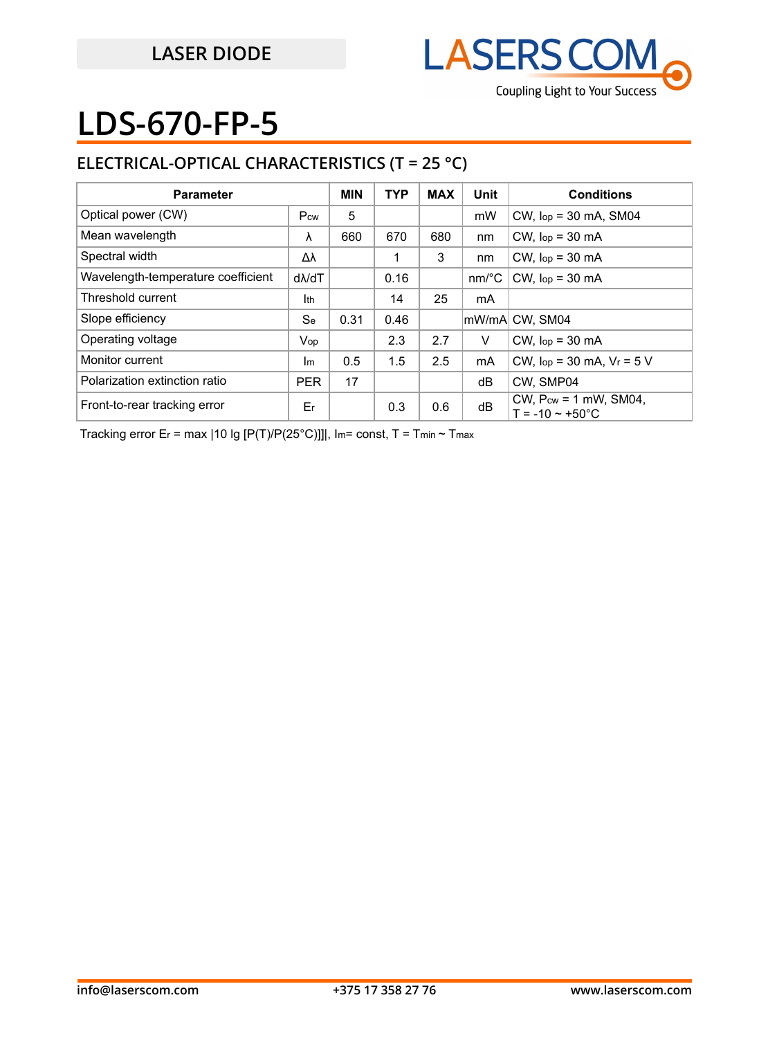LASER DIODE

# LDS-670-FP-5

## ELECTRICAL-OPTICAL CHARACTERISTICS (T = 25 °C)

| Parameter | | MIN | TYP | MAX | Unit | Conditions |
|---|---|---|---|---|---|---|
| Optical power (CW) | $P_{cw}$ | 5 | | | mW | CW, $I_{op}$ = 30 mA, SM04 |
| Mean wavelength | λ | 660 | 670 | 680 | nm | CW, $I_{op}$ = 30 mA |
| Spectral width | Δλ | | 1 | 3 | nm | CW, $I_{op}$ = 30 mA |
| Wavelength-temperature coefficient | dλ/dT | | 0.16 | | nm/°C | CW, $I_{op}$ = 30 mA |
| Threshold current | $I_{th}$ | | 14 | 25 | mA | |
| Slope efficiency | $S_e$ | 0.31 | 0.46 | | mW/mA | CW, SM04 |
| Operating voltage | $V_{op}$ | | 2.3 | 2.7 | V | CW, $I_{op}$ = 30 mA |
| Monitor current | $I_m$ | 0.5 | 1.5 | 2.5 | mA | CW, $I_{op}$ = 30 mA, $V_r$ = 5 V |
| Polarization extinction ratio | PER | 17 | | | dB | CW, SMP04 |
| Front-to-rear tracking error | $E_r$ | | 0.3 | 0.6 | dB | CW, $P_{cw}$ = 1 mW, SM04, T = -10 ~ +50°C |

Tracking error $E_r$ = max |10 lg [P(T)/P(25°C)]]|, $I_m$= const, T = $T_{min}$ ~ $T_{max}$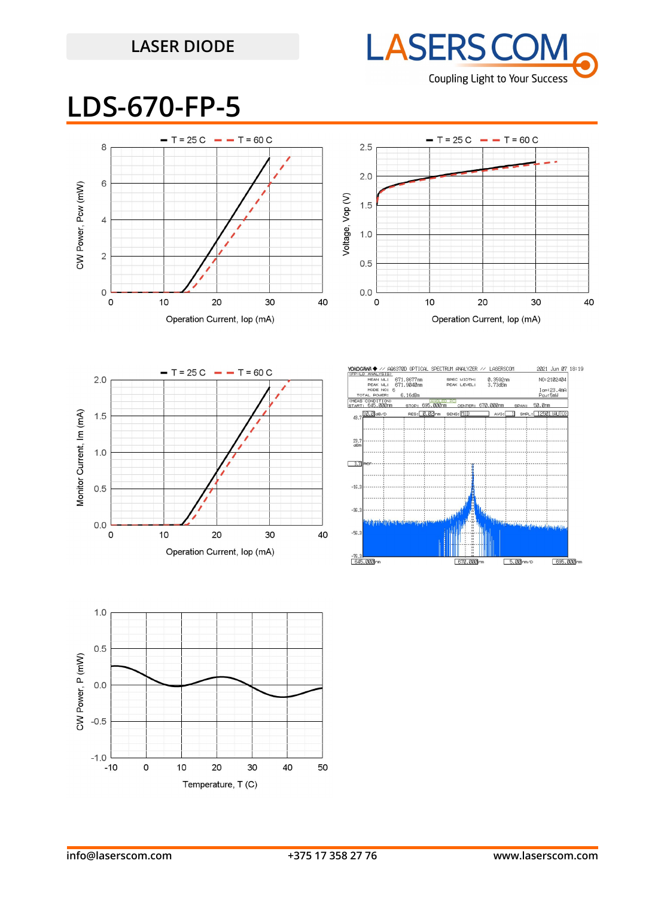LASER DIODE

# LDS-670-FP-5

T = 25 C   T = 60 C

CW Power, Pcw (mW)

Operation Current, Iop (mA)

T = 25 C   T = 60 C

Voltage, Vop (V)

Operation Current, Iop (mA)

T = 25 C   T = 60 C

Monitor Current, Im (mA)

Operation Current, Iop (mA)

CW Power, P (mW)

Temperature, T (C)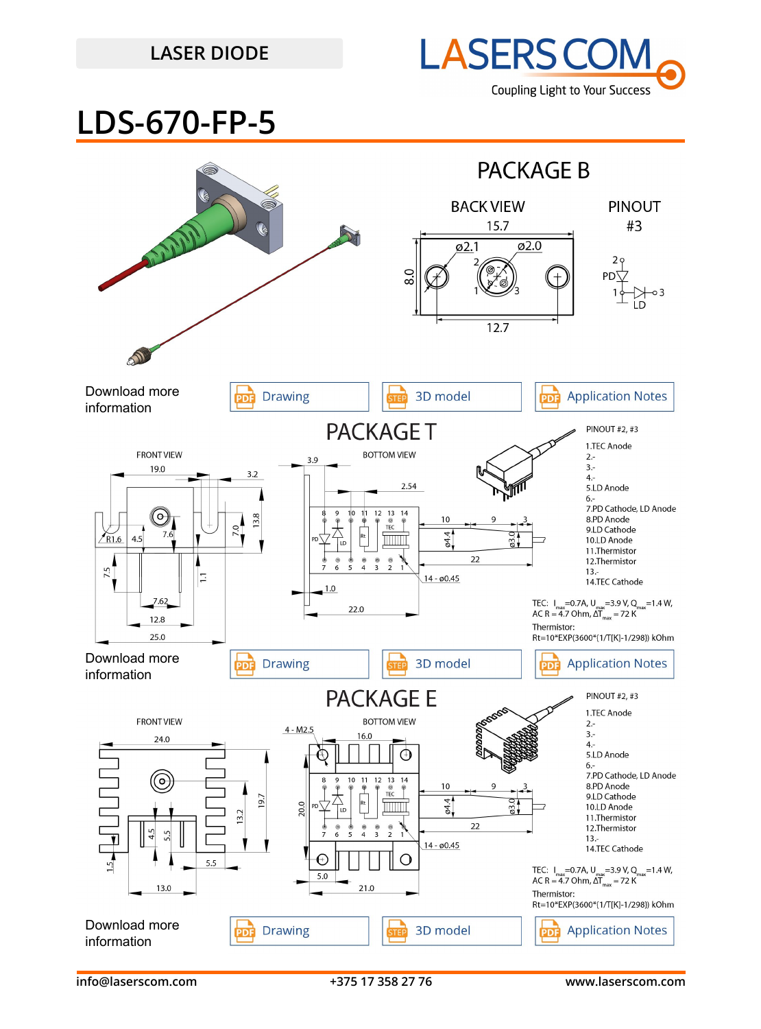LASER DIODE

# LDS-670-FP-5

## PACKAGE B

BACK VIEW

PINOUT #3

2 PD

1

3 LD

Download more information

Drawing | 3D model | Application Notes

## PACKAGE T

FRONT VIEW

BOTTOM VIEW

PINOUT #2, #3

1.TEC Anode
2.-
3.-
4.-
5.LD Anode
6.-
7.PD Cathode, LD Anode
8.PD Anode
9.LD Cathode
10.LD Anode
11.Thermistor
12.Thermistor
13.-
14.TEC Cathode

TEC: $I_{max}$=0.7A, $U_{max}$=3.9 V, $Q_{max}$=1.4 W, AC R = 4.7 Ohm, $\Delta T_{max}$ = 72 K

Thermistor: Rt=10*EXP(3600*(1/T[K]-1/298)) kOhm

Download more information

Drawing | 3D model | Application Notes

## PACKAGE E

FRONT VIEW

BOTTOM VIEW

PINOUT #2, #3

1.TEC Anode
2.-
3.-
4.-
5.LD Anode
6.-
7.PD Cathode, LD Anode
8.PD Anode
9.LD Cathode
10.LD Anode
11.Thermistor
12.Thermistor
13.-
14.TEC Cathode

TEC: $I_{max}$=0.7A, $U_{max}$=3.9 V, $Q_{max}$=1.4 W, AC R = 4.7 Ohm, $\Delta T_{max}$ = 72 K

Thermistor: Rt=10*EXP(3600*(1/T[K]-1/298)) kOhm

Download more information

Drawing | 3D model | Application Notes

info@laserscom.com +375 17 358 27 76 www.laserscom.com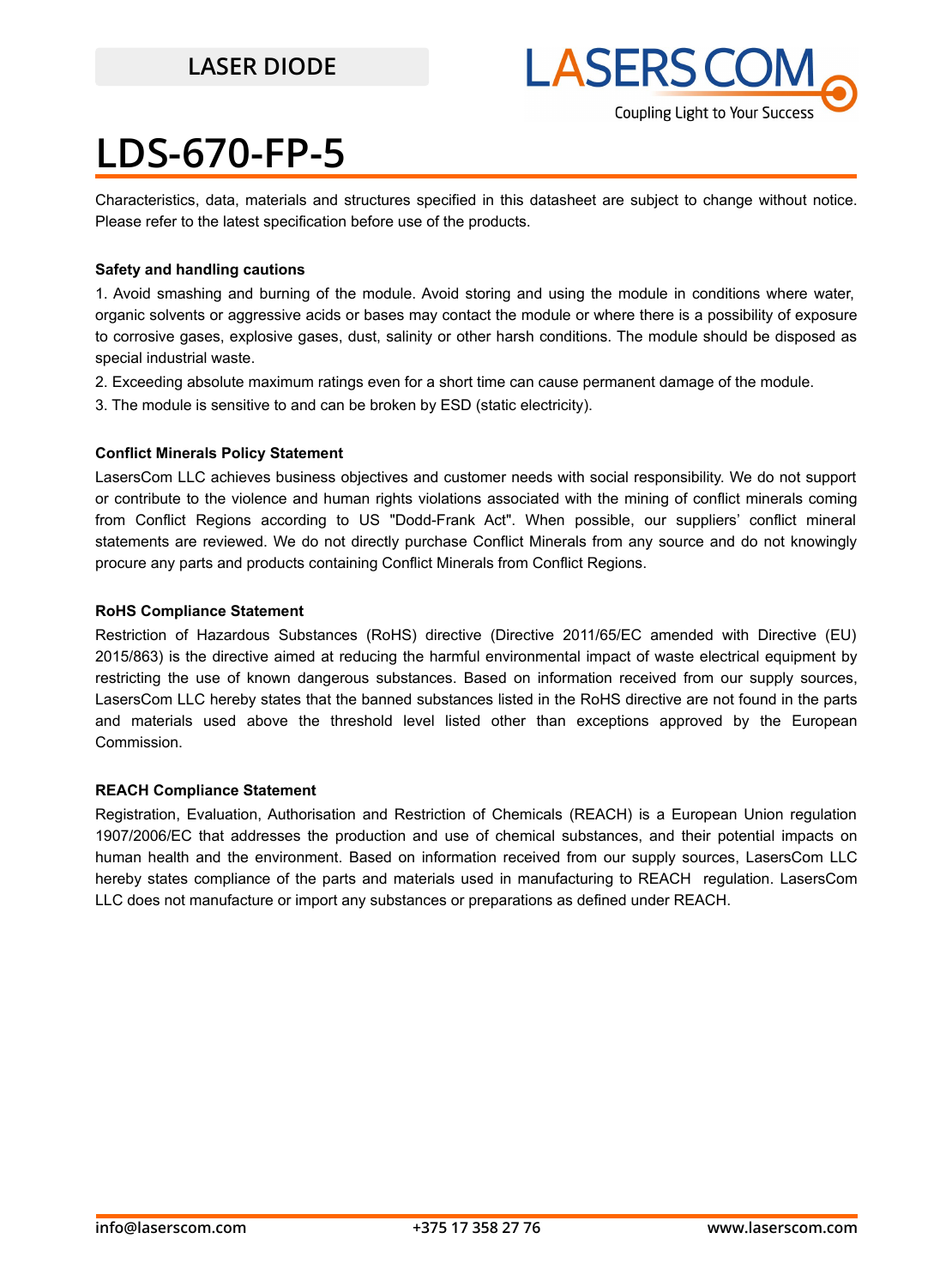LASER DIODE

# LDS-670-FP-5

Characteristics, data, materials and structures specified in this datasheet are subject to change without notice. Please refer to the latest specification before use of the products.

**Safety and handling cautions**

1. Avoid smashing and burning of the module. Avoid storing and using the module in conditions where water, organic solvents or aggressive acids or bases may contact the module or where there is a possibility of exposure to corrosive gases, explosive gases, dust, salinity or other harsh conditions. The module should be disposed as special industrial waste.
2. Exceeding absolute maximum ratings even for a short time can cause permanent damage of the module.
3. The module is sensitive to and can be broken by ESD (static electricity).

**Conflict Minerals Policy Statement**

LasersCom LLC achieves business objectives and customer needs with social responsibility. We do not support or contribute to the violence and human rights violations associated with the mining of conflict minerals coming from Conflict Regions according to US "Dodd-Frank Act". When possible, our suppliers' conflict mineral statements are reviewed. We do not directly purchase Conflict Minerals from any source and do not knowingly procure any parts and products containing Conflict Minerals from Conflict Regions.

**RoHS Compliance Statement**

Restriction of Hazardous Substances (RoHS) directive (Directive 2011/65/EC amended with Directive (EU) 2015/863) is the directive aimed at reducing the harmful environmental impact of waste electrical equipment by restricting the use of known dangerous substances. Based on information received from our supply sources, LasersCom LLC hereby states that the banned substances listed in the RoHS directive are not found in the parts and materials used above the threshold level listed other than exceptions approved by the European Commission.

**REACH Compliance Statement**

Registration, Evaluation, Authorisation and Restriction of Chemicals (REACH) is a European Union regulation 1907/2006/EC that addresses the production and use of chemical substances, and their potential impacts on human health and the environment. Based on information received from our supply sources, LasersCom LLC hereby states compliance of the parts and materials used in manufacturing to REACH regulation. LasersCom LLC does not manufacture or import any substances or preparations as defined under REACH.